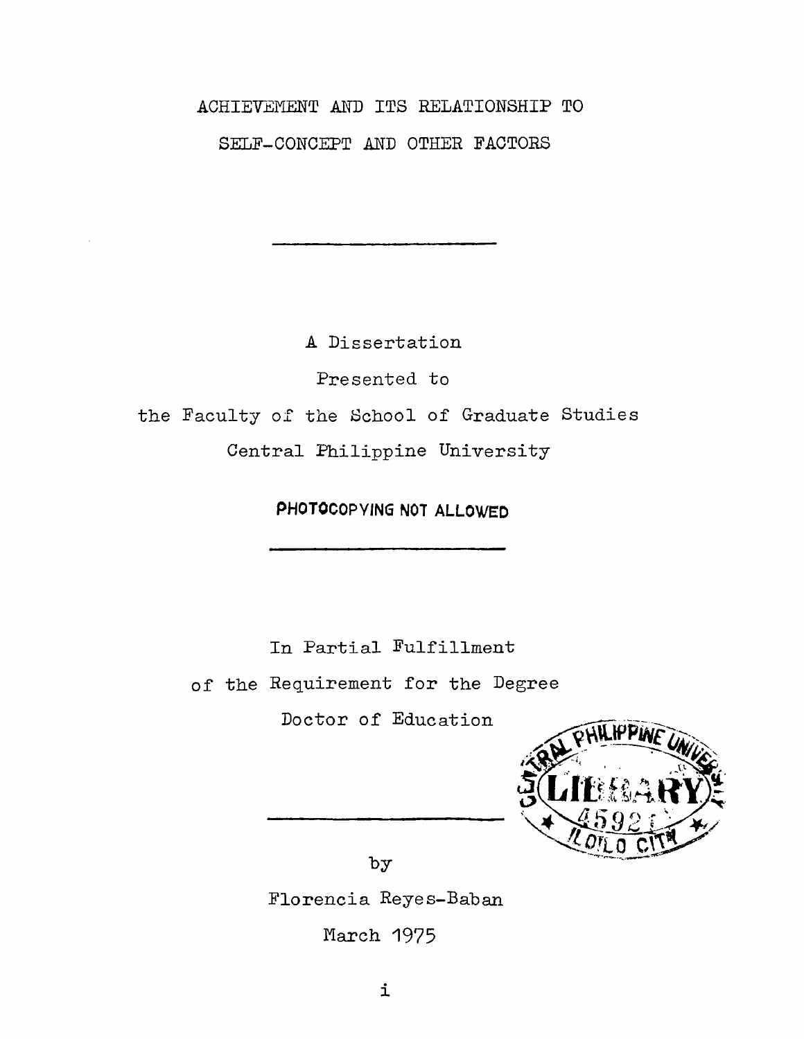# ACHIEVEMENT AND ITS RELATIONSHIP TO SELF-CONCEPT AND OTHER FACTORS

---

A Dissertation

Presented to

the Faculty of the School of Graduate Studies

Central Philippine University

**PHOTOCOPYING NOT ALLOWED**

---

In Partial Fulfillment

of the Requirement for the Degree

Doctor of Education

---

by

Florencia Reyes-Baban

March 1975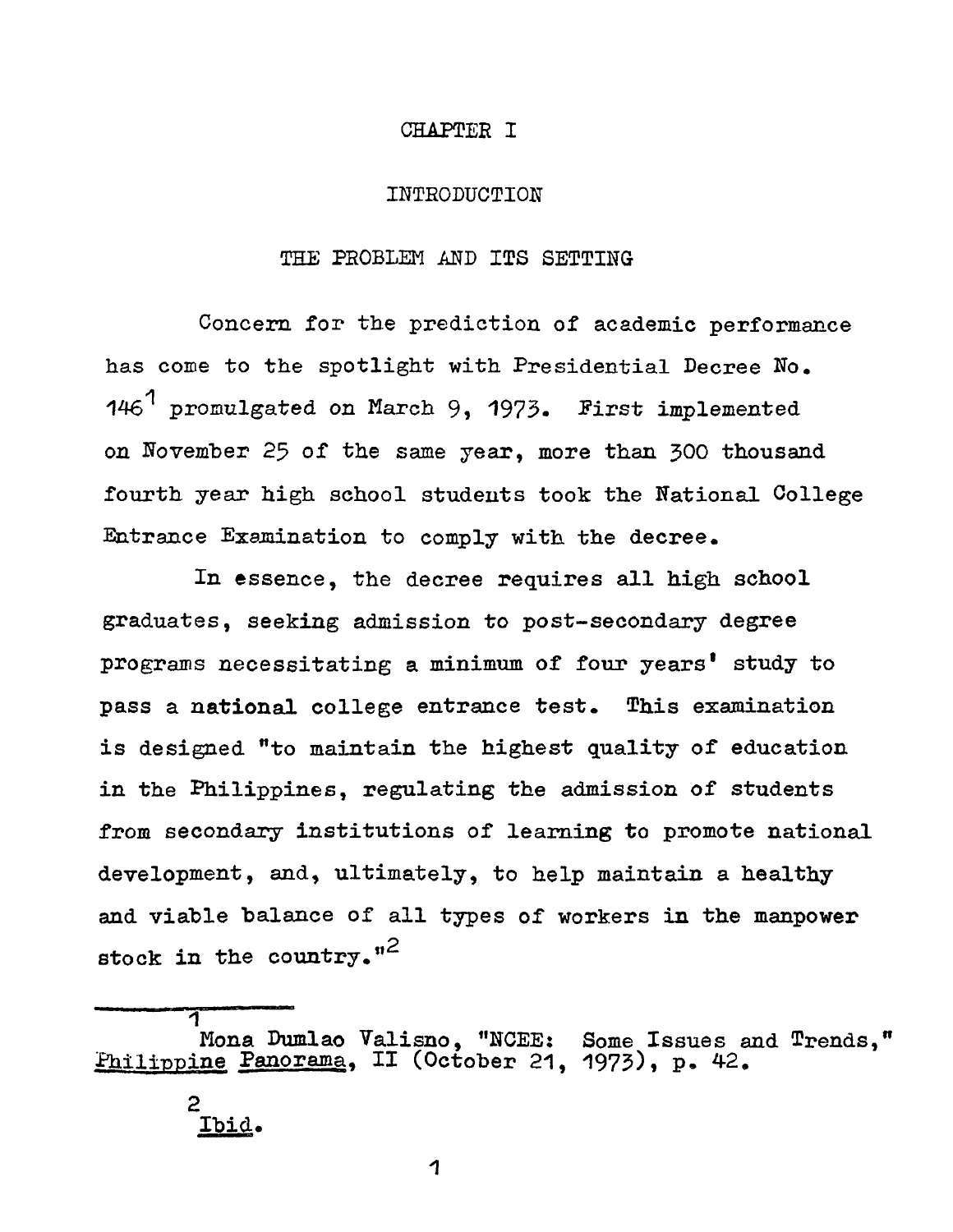# CHAPTER I

## INTRODUCTION

### THE PROBLEM AND ITS SETTING

Concern for the prediction of academic performance has come to the spotlight with Presidential Decree No. 146[1] promulgated on March 9, 1973. First implemented on November 25 of the same year, more than 300 thousand fourth year high school students took the National College Entrance Examination to comply with the decree.

In essence, the decree requires all high school graduates, seeking admission to post-secondary degree programs necessitating a minimum of four years' study to pass a national college entrance test. This examination is designed "to maintain the highest quality of education in the Philippines, regulating the admission of students from secondary institutions of learning to promote national development, and, ultimately, to help maintain a healthy and viable balance of all types of workers in the manpower stock in the country."[2]

---

[1] Mona Dumlao Valisno, "NCEE: Some Issues and Trends," Philippine Panorama, II (October 21, 1973), p. 42.

[2] Ibid.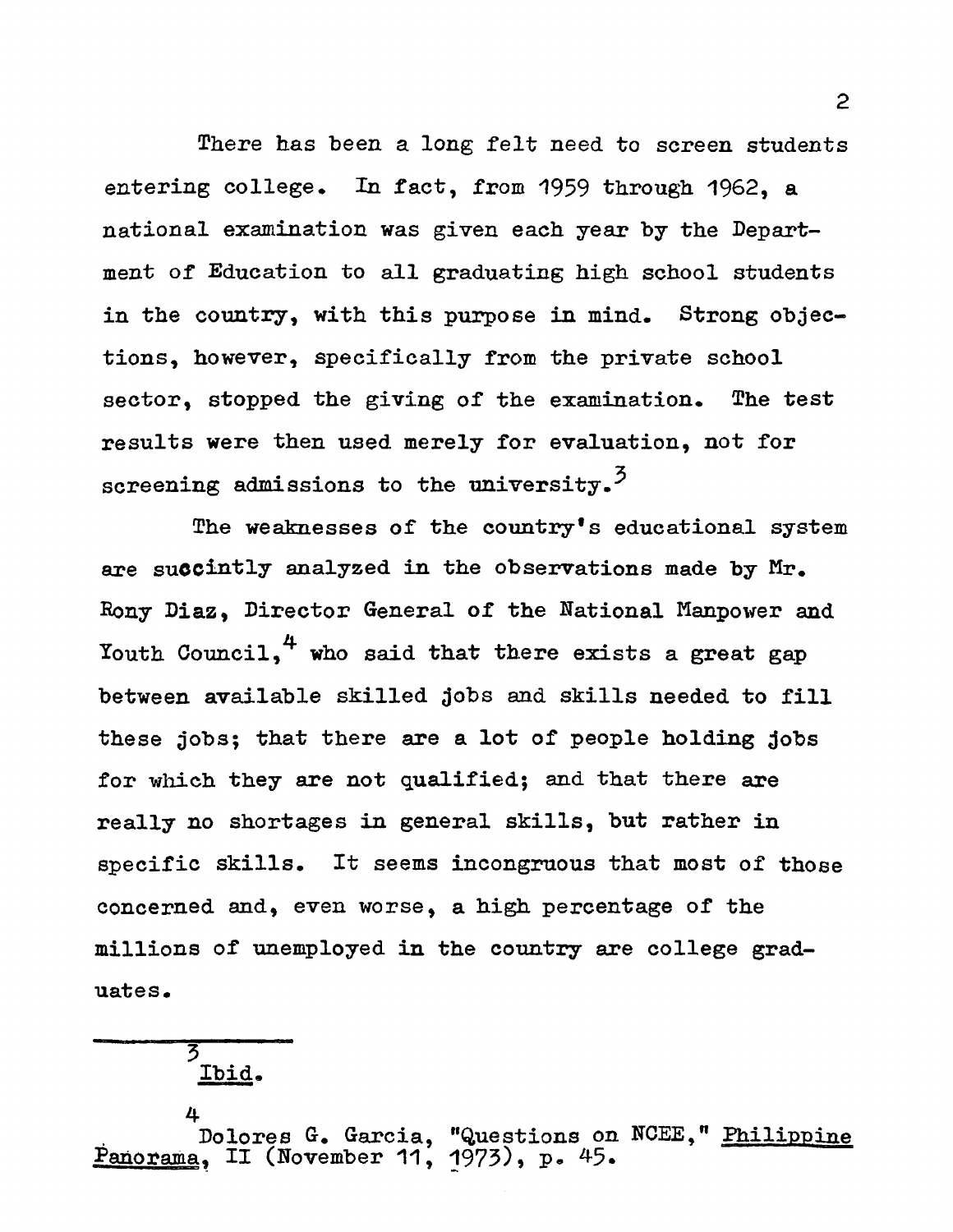There has been a long felt need to screen students entering college. In fact, from 1959 through 1962, a national examination was given each year by the Department of Education to all graduating high school students in the country, with this purpose in mind. Strong objections, however, specifically from the private school sector, stopped the giving of the examination. The test results were then used merely for evaluation, not for screening admissions to the university.[3]

The weaknesses of the country's educational system are succintly analyzed in the observations made by Mr. Rony Diaz, Director General of the National Manpower and Youth Council,[4] who said that there exists a great gap between available skilled jobs and skills needed to fill these jobs; that there are a lot of people holding jobs for which they are not qualified; and that there are really no shortages in general skills, but rather in specific skills. It seems incongruous that most of those concerned and, even worse, a high percentage of the millions of unemployed in the country are college graduates.

---

[3] Ibid.

[4] Dolores G. Garcia, "Questions on NCEE," Philippine Panorama, II (November 11, 1973), p. 45.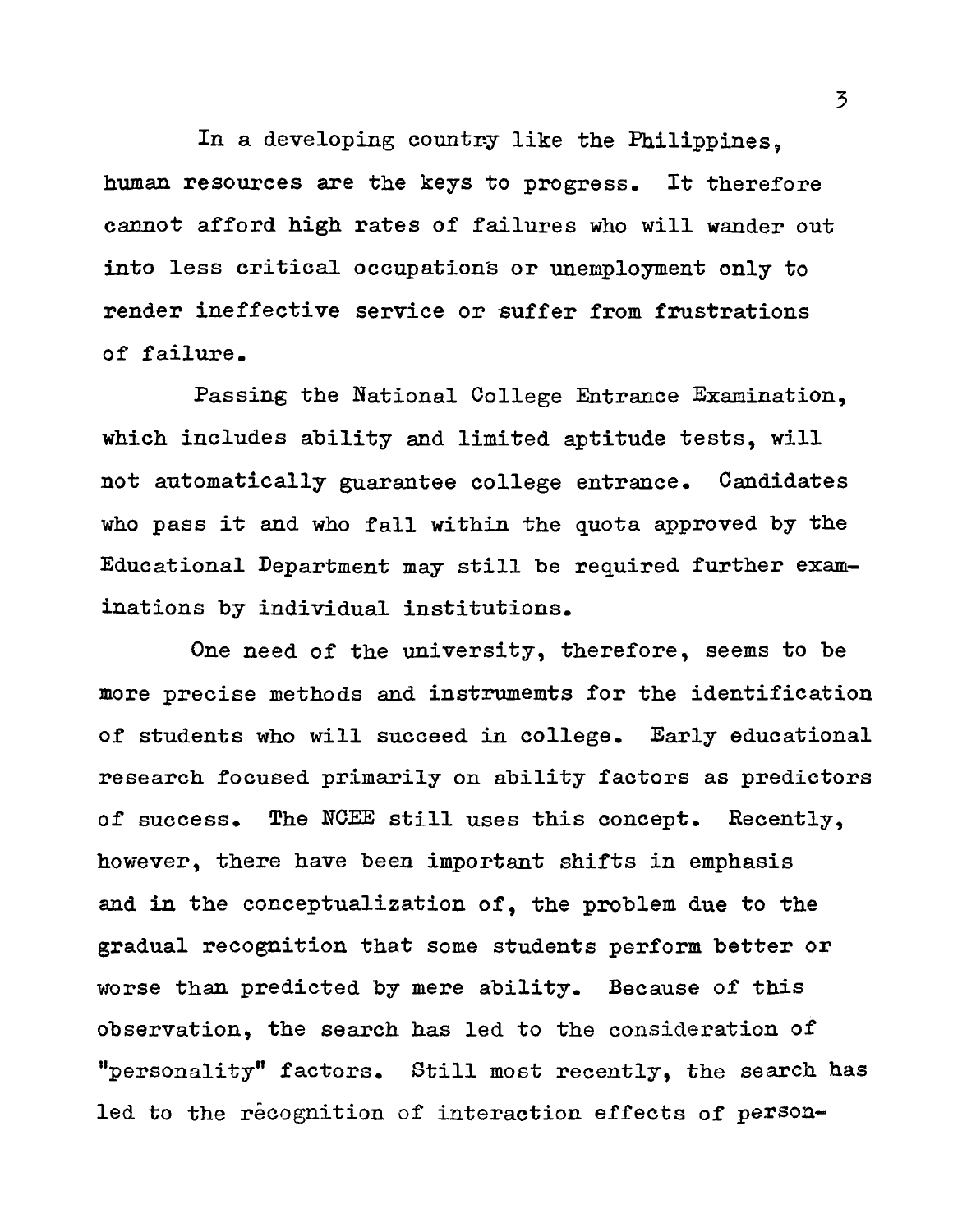In a developing country like the Philippines, human resources are the keys to progress. It therefore cannot afford high rates of failures who will wander out into less critical occupations or unemployment only to render ineffective service or suffer from frustrations of failure.

Passing the National College Entrance Examination, which includes ability and limited aptitude tests, will not automatically guarantee college entrance. Candidates who pass it and who fall within the quota approved by the Educational Department may still be required further examinations by individual institutions.

One need of the university, therefore, seems to be more precise methods and instrumemts for the identification of students who will succeed in college. Early educational research focused primarily on ability factors as predictors of success. The NCEE still uses this concept. Recently, however, there have been important shifts in emphasis and in the conceptualization of, the problem due to the gradual recognition that some students perform better or worse than predicted by mere ability. Because of this observation, the search has led to the consideration of "personality" factors. Still most recently, the search has led to the recognition of interaction effects of person-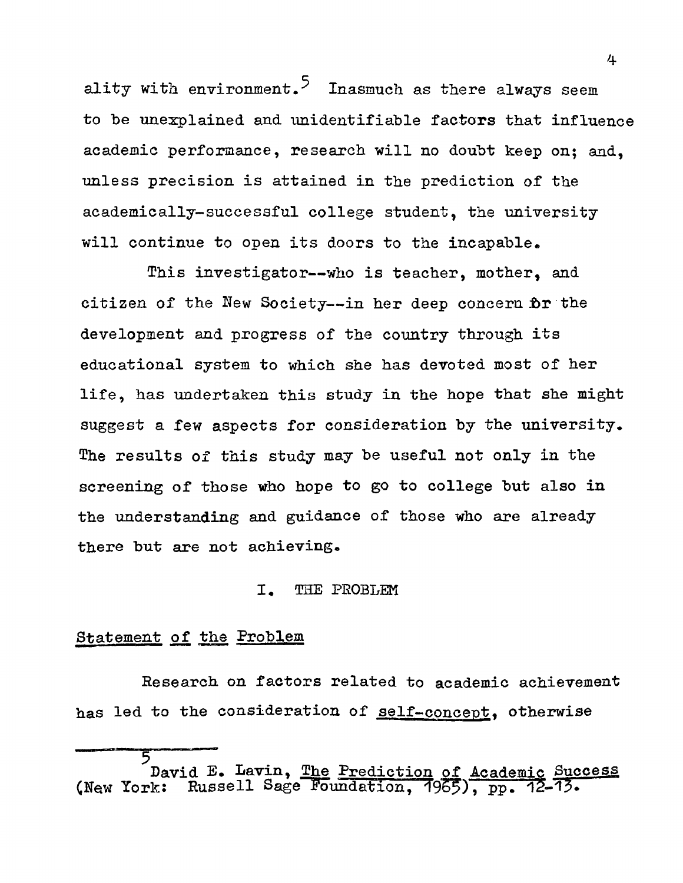ality with environment.[5] Inasmuch as there always seem to be unexplained and unidentifiable factors that influence academic performance, research will no doubt keep on; and, unless precision is attained in the prediction of the academically-successful college student, the university will continue to open its doors to the incapable.

This investigator--who is teacher, mother, and citizen of the New Society--in her deep concern for the development and progress of the country through its educational system to which she has devoted most of her life, has undertaken this study in the hope that she might suggest a few aspects for consideration by the university. The results of this study may be useful not only in the screening of those who hope to go to college but also in the understanding and guidance of those who are already there but are not achieving.

## I. THE PROBLEM

### Statement of the Problem

Research on factors related to academic achievement has led to the consideration of self-concept, otherwise

---

[5] David E. Lavin, The Prediction of Academic Success (New York: Russell Sage Foundation, 1965), pp. 12-13.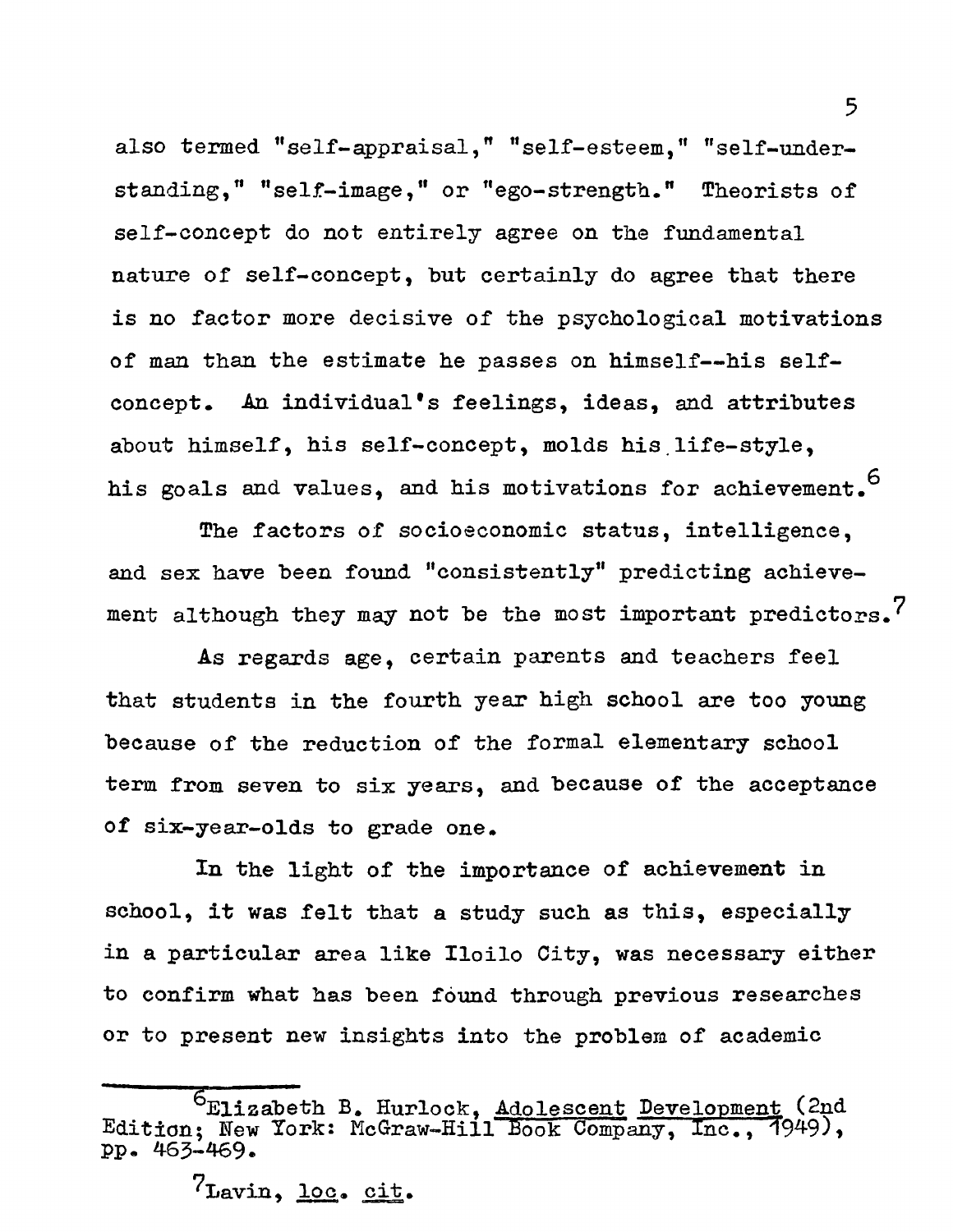also termed "self-appraisal," "self-esteem," "self-understanding," "self-image," or "ego-strength." Theorists of self-concept do not entirely agree on the fundamental nature of self-concept, but certainly do agree that there is no factor more decisive of the psychological motivations of man than the estimate he passes on himself--his self-concept. An individual's feelings, ideas, and attributes about himself, his self-concept, molds his life-style, his goals and values, and his motivations for achievement.[6]

The factors of socioeconomic status, intelligence, and sex have been found "consistently" predicting achievement although they may not be the most important predictors.[7]

As regards age, certain parents and teachers feel that students in the fourth year high school are too young because of the reduction of the formal elementary school term from seven to six years, and because of the acceptance of six-year-olds to grade one.

In the light of the importance of achievement in school, it was felt that a study such as this, especially in a particular area like Iloilo City, was necessary either to confirm what has been found through previous researches or to present new insights into the problem of academic

---

[6]Elizabeth B. Hurlock, Adolescent Development (2nd Edition; New York: McGraw-Hill Book Company, Inc., 1949), pp. 463-469.

[7]Lavin, loc. cit.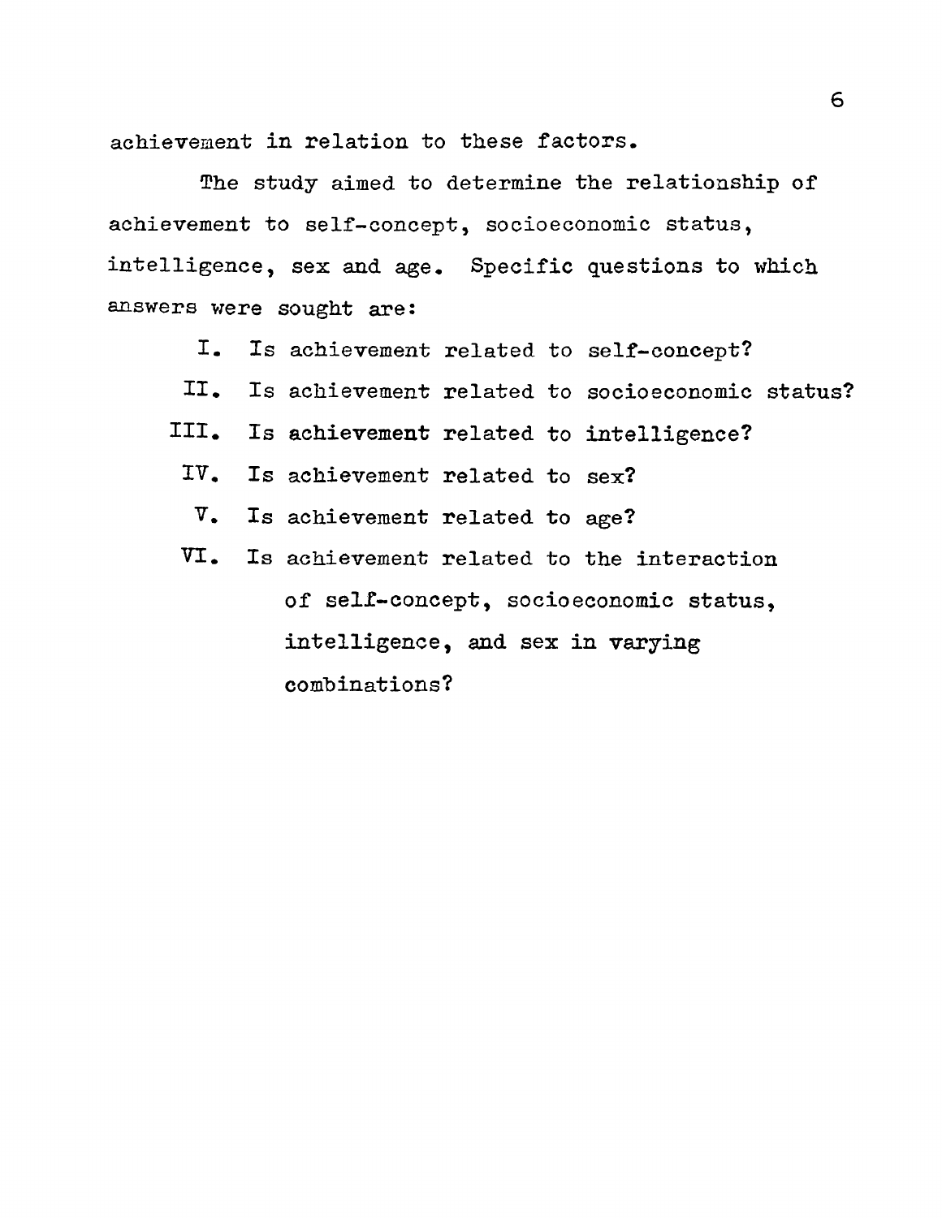achievement in relation to these factors.

The study aimed to determine the relationship of achievement to self-concept, socioeconomic status, intelligence, sex and age. Specific questions to which answers were sought are:

I. Is achievement related to self-concept?

II. Is achievement related to socioeconomic status?

III. Is achievement related to intelligence?

IV. Is achievement related to sex?

V. Is achievement related to age?

VI. Is achievement related to the interaction of self-concept, socioeconomic status, intelligence, and sex in varying combinations?